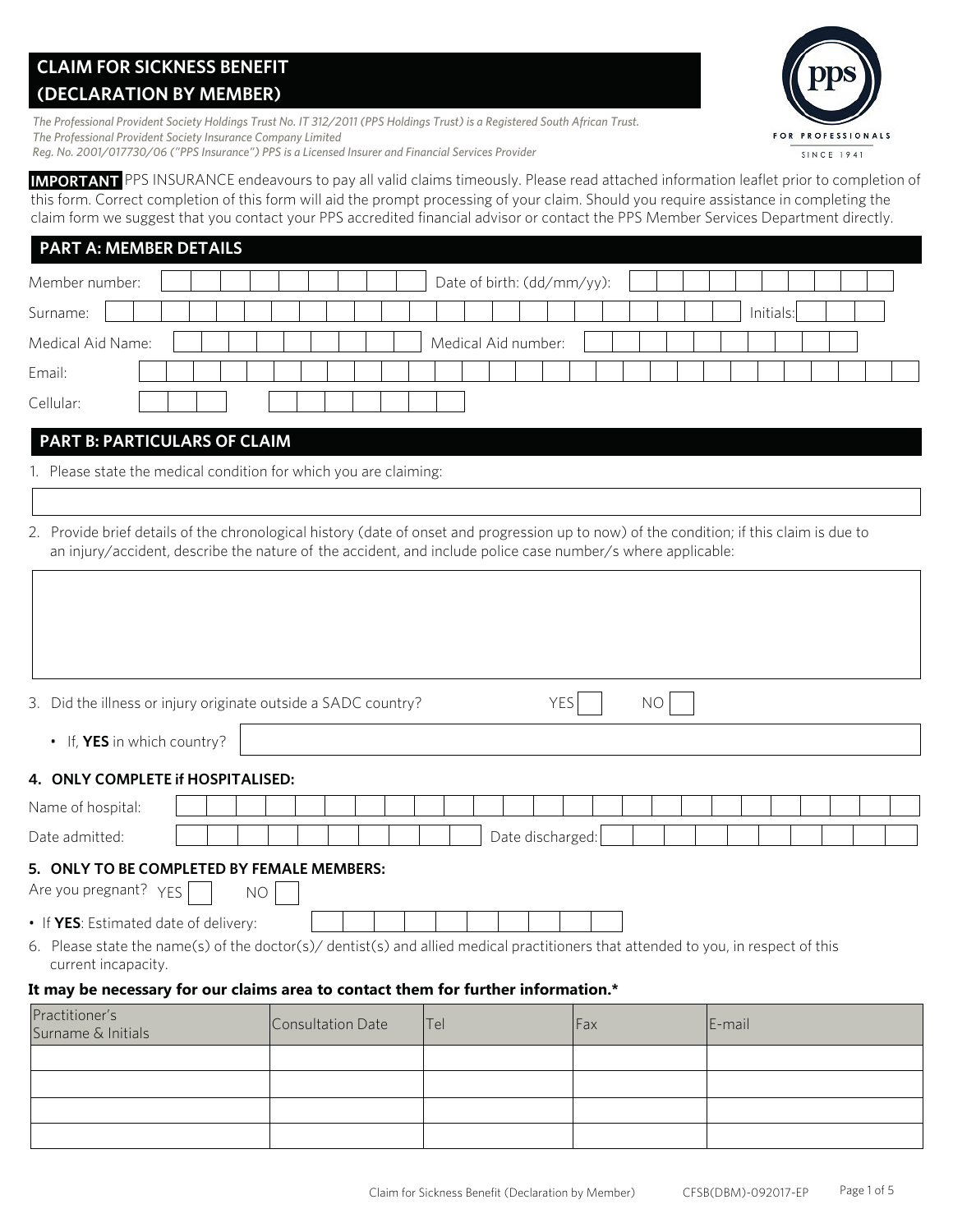# CLAIM FOR SICKNESS BENEFIT (DECLARATION BY MEMBER)

*The Professional Provident Society Holdings Trust No. IT 312/2011 (PPS Holdings Trust) is a Registered South African Trust.*
*The Professional Provident Society Insurance Company Limited*
*Reg. No. 2001/017730/06 ("PPS Insurance") PPS is a Licensed Insurer and Financial Services Provider*

pps
FOR PROFESSIONALS
SINCE 1941

**IMPORTANT** PPS INSURANCE endeavours to pay all valid claims timeously. Please read attached information leaflet prior to completion of this form. Correct completion of this form will aid the prompt processing of your claim. Should you require assistance in completing the claim form we suggest that you contact your PPS accredited financial advisor or contact the PPS Member Services Department directly.

## PART A: MEMBER DETAILS

Member number: ____________ Date of birth: (dd/mm/yy): ____________

Surname: ____________ Initials: ____________

Medical Aid Name: ____________ Medical Aid number: ____________

Email: ____________

Cellular: ____________

## PART B: PARTICULARS OF CLAIM

1. Please state the medical condition for which you are claiming:

____________

2. Provide brief details of the chronological history (date of onset and progression up to now) of the condition; if this claim is due to an injury/accident, describe the nature of the accident, and include police case number/s where applicable:

____________

3. Did the illness or injury originate outside a SADC country? YES ☐ NO ☐
   - If, **YES** in which country? ____________

### 4. ONLY COMPLETE if HOSPITALISED:

Name of hospital: ____________

Date admitted: ____________ Date discharged: ____________

### 5. ONLY TO BE COMPLETED BY FEMALE MEMBERS:

Are you pregnant? YES ☐ NO ☐

- If **YES**: Estimated date of delivery: ____________

6. Please state the name(s) of the doctor(s)/ dentist(s) and allied medical practitioners that attended to you, in respect of this current incapacity.

**It may be necessary for our claims area to contact them for further information.***

| Practitioner's Surname & Initials | Consultation Date | Tel | Fax | E-mail |
|---|---|---|---|---|
| | | | | |
| | | | | |
| | | | | |
| | | | | |

Claim for Sickness Benefit (Declaration by Member) CFSB(DBM)-092017-EP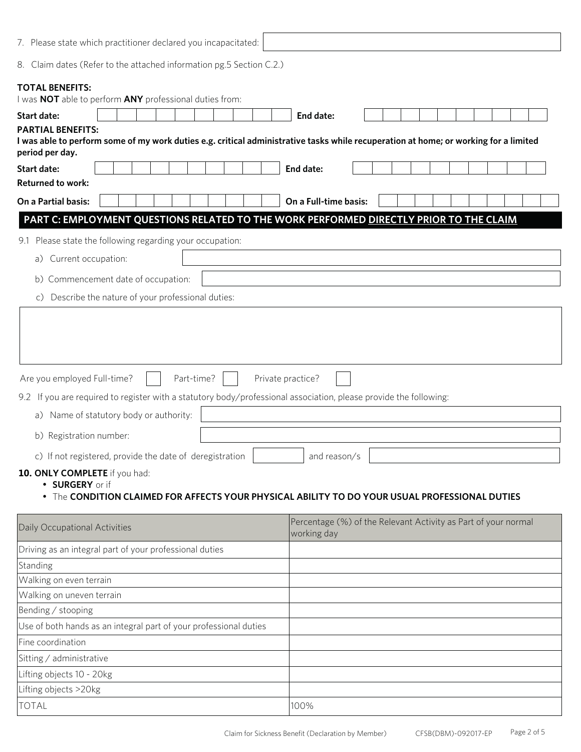7. Please state which practitioner declared you incapacitated:

8. Claim dates (Refer to the attached information pg.5 Section C.2.)

**TOTAL BENEFITS:**
I was **NOT** able to perform **ANY** professional duties from:

**Start date:** **End date:**

**PARTIAL BENEFITS:**
**I was able to perform some of my work duties e.g. critical administrative tasks while recuperation at home; or working for a limited period per day.**

**Start date:** **End date:**

**Returned to work:**

**On a Partial basis:** **On a Full-time basis:**

## PART C: EMPLOYMENT QUESTIONS RELATED TO THE WORK PERFORMED DIRECTLY PRIOR TO THE CLAIM

9.1 Please state the following regarding your occupation:

a) Current occupation:

b) Commencement date of occupation:

c) Describe the nature of your professional duties:

Are you employed Full-time? ☐ Part-time? ☐ Private practice? ☐

9.2 If you are required to register with a statutory body/professional association, please provide the following:

a) Name of statutory body or authority:

b) Registration number:

c) If not registered, provide the date of deregistration and reason/s

**10. ONLY COMPLETE** if you had:

- **SURGERY** or if
- The **CONDITION CLAIMED FOR AFFECTS YOUR PHYSICAL ABILITY TO DO YOUR USUAL PROFESSIONAL DUTIES**

| Daily Occupational Activities | Percentage (%) of the Relevant Activity as Part of your normal working day |
|---|---|
| Driving as an integral part of your professional duties | |
| Standing | |
| Walking on even terrain | |
| Walking on uneven terrain | |
| Bending / stooping | |
| Use of both hands as an integral part of your professional duties | |
| Fine coordination | |
| Sitting / administrative | |
| Lifting objects 10 - 20kg | |
| Lifting objects >20kg | |
| TOTAL | 100% |

Claim for Sickness Benefit (Declaration by Member) CFSB(DBM)-092017-EP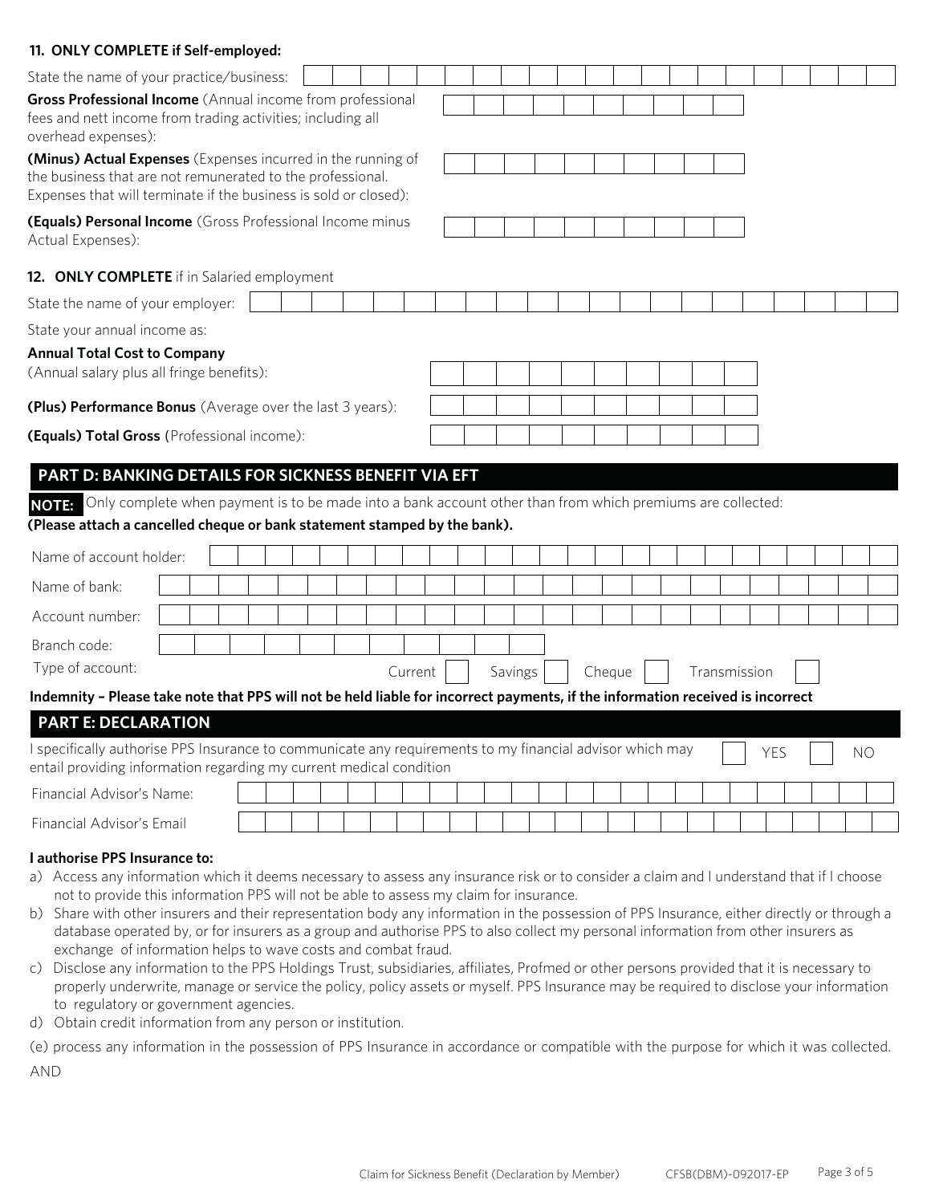**11. ONLY COMPLETE if Self-employed:**

State the name of your practice/business:

**Gross Professional Income** (Annual income from professional fees and nett income from trading activities; including all overhead expenses):

**(Minus) Actual Expenses** (Expenses incurred in the running of the business that are not remunerated to the professional. Expenses that will terminate if the business is sold or closed):

**(Equals) Personal Income** (Gross Professional Income minus Actual Expenses):

**12. ONLY COMPLETE** if in Salaried employment

State the name of your employer:

State your annual income as:

**Annual Total Cost to Company**
(Annual salary plus all fringe benefits):

**(Plus) Performance Bonus** (Average over the last 3 years):

**(Equals) Total Gross** (Professional income):

## PART D: BANKING DETAILS FOR SICKNESS BENEFIT VIA EFT

**NOTE:** Only complete when payment is to be made into a bank account other than from which premiums are collected:
**(Please attach a cancelled cheque or bank statement stamped by the bank).**

Name of account holder:

Name of bank:

Account number:

Branch code:

Type of account: Current ☐ Savings ☐ Cheque ☐ Transmission ☐

**Indemnity – Please take note that PPS will not be held liable for incorrect payments, if the information received is incorrect**

## PART E: DECLARATION

I specifically authorise PPS Insurance to communicate any requirements to my financial advisor which may entail providing information regarding my current medical condition ☐ YES ☐ NO

Financial Advisor's Name:

Financial Advisor's Email

**I authorise PPS Insurance to:**

a) Access any information which it deems necessary to assess any insurance risk or to consider a claim and I understand that if I choose not to provide this information PPS will not be able to assess my claim for insurance.
b) Share with other insurers and their representation body any information in the possession of PPS Insurance, either directly or through a database operated by, or for insurers as a group and authorise PPS to also collect my personal information from other insurers as exchange of information helps to wave costs and combat fraud.
c) Disclose any information to the PPS Holdings Trust, subsidiaries, affiliates, Profmed or other persons provided that it is necessary to properly underwrite, manage or service the policy, policy assets or myself. PPS Insurance may be required to disclose your information to regulatory or government agencies.
d) Obtain credit information from any person or institution.

(e) process any information in the possession of PPS Insurance in accordance or compatible with the purpose for which it was collected.

AND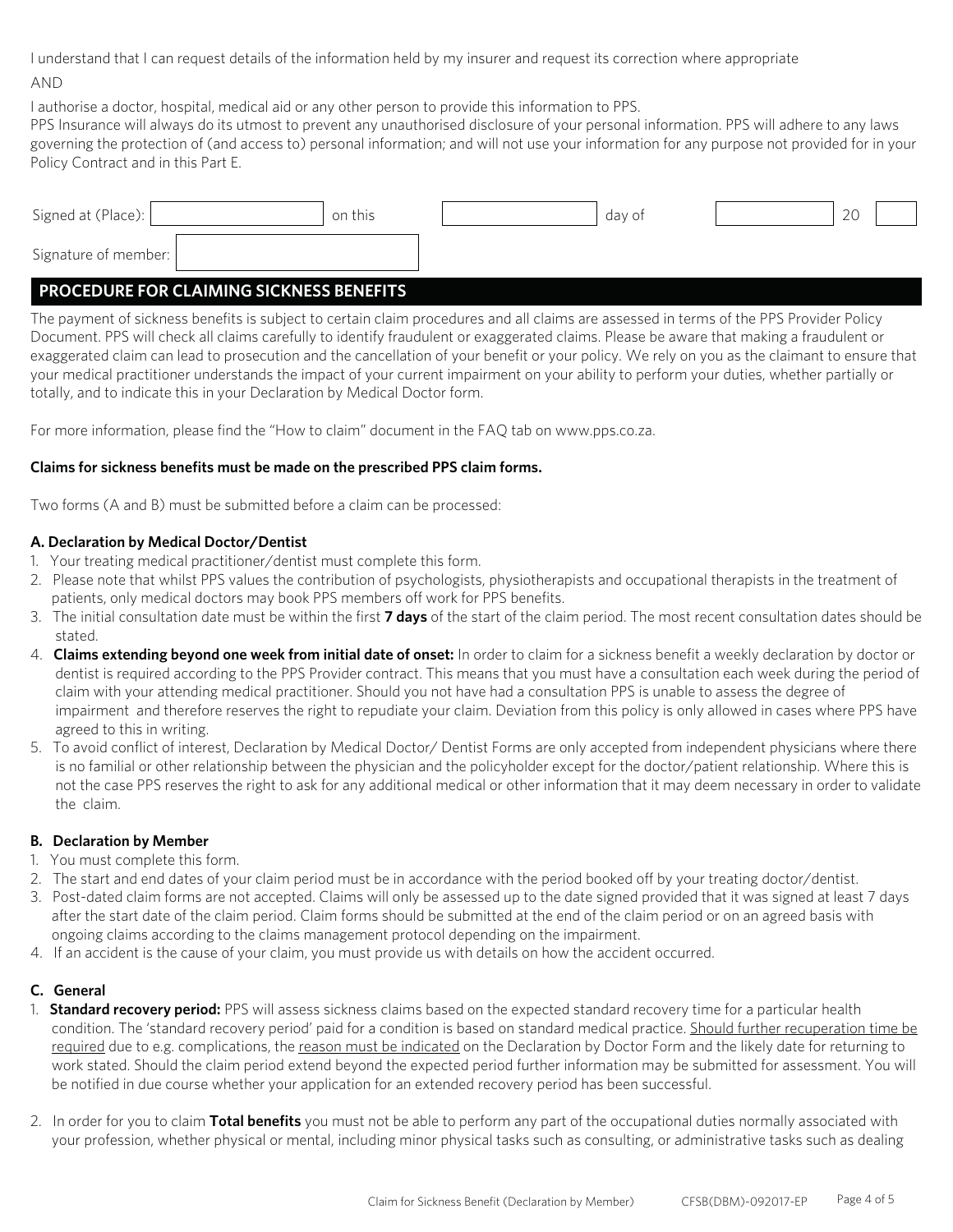I understand that I can request details of the information held by my insurer and request its correction where appropriate

AND

I authorise a doctor, hospital, medical aid or any other person to provide this information to PPS.
PPS Insurance will always do its utmost to prevent any unauthorised disclosure of your personal information. PPS will adhere to any laws governing the protection of (and access to) personal information; and will not use your information for any purpose not provided for in your Policy Contract and in this Part E.

Signed at (Place): ____________ on this ____________ day of ____________ 20 ____

Signature of member: ____________

## PROCEDURE FOR CLAIMING SICKNESS BENEFITS

The payment of sickness benefits is subject to certain claim procedures and all claims are assessed in terms of the PPS Provider Policy Document. PPS will check all claims carefully to identify fraudulent or exaggerated claims. Please be aware that making a fraudulent or exaggerated claim can lead to prosecution and the cancellation of your benefit or your policy. We rely on you as the claimant to ensure that your medical practitioner understands the impact of your current impairment on your ability to perform your duties, whether partially or totally, and to indicate this in your Declaration by Medical Doctor form.

For more information, please find the "How to claim" document in the FAQ tab on www.pps.co.za.

**Claims for sickness benefits must be made on the prescribed PPS claim forms.**

Two forms (A and B) must be submitted before a claim can be processed:

### A. Declaration by Medical Doctor/Dentist

1. Your treating medical practitioner/dentist must complete this form.
2. Please note that whilst PPS values the contribution of psychologists, physiotherapists and occupational therapists in the treatment of patients, only medical doctors may book PPS members off work for PPS benefits.
3. The initial consultation date must be within the first **7 days** of the start of the claim period. The most recent consultation dates should be stated.
4. **Claims extending beyond one week from initial date of onset:** In order to claim for a sickness benefit a weekly declaration by doctor or dentist is required according to the PPS Provider contract. This means that you must have a consultation each week during the period of claim with your attending medical practitioner. Should you not have had a consultation PPS is unable to assess the degree of impairment and therefore reserves the right to repudiate your claim. Deviation from this policy is only allowed in cases where PPS have agreed to this in writing.
5. To avoid conflict of interest, Declaration by Medical Doctor/ Dentist Forms are only accepted from independent physicians where there is no familial or other relationship between the physician and the policyholder except for the doctor/patient relationship. Where this is not the case PPS reserves the right to ask for any additional medical or other information that it may deem necessary in order to validate the claim.

### B. Declaration by Member

1. You must complete this form.
2. The start and end dates of your claim period must be in accordance with the period booked off by your treating doctor/dentist.
3. Post-dated claim forms are not accepted. Claims will only be assessed up to the date signed provided that it was signed at least 7 days after the start date of the claim period. Claim forms should be submitted at the end of the claim period or on an agreed basis with ongoing claims according to the claims management protocol depending on the impairment.
4. If an accident is the cause of your claim, you must provide us with details on how the accident occurred.

### C. General

1. **Standard recovery period:** PPS will assess sickness claims based on the expected standard recovery time for a particular health condition. The 'standard recovery period' paid for a condition is based on standard medical practice. Should further recuperation time be required due to e.g. complications, the reason must be indicated on the Declaration by Doctor Form and the likely date for returning to work stated. Should the claim period extend beyond the expected period further information may be submitted for assessment. You will be notified in due course whether your application for an extended recovery period has been successful.

2. In order for you to claim **Total benefits** you must not be able to perform any part of the occupational duties normally associated with your profession, whether physical or mental, including minor physical tasks such as consulting, or administrative tasks such as dealing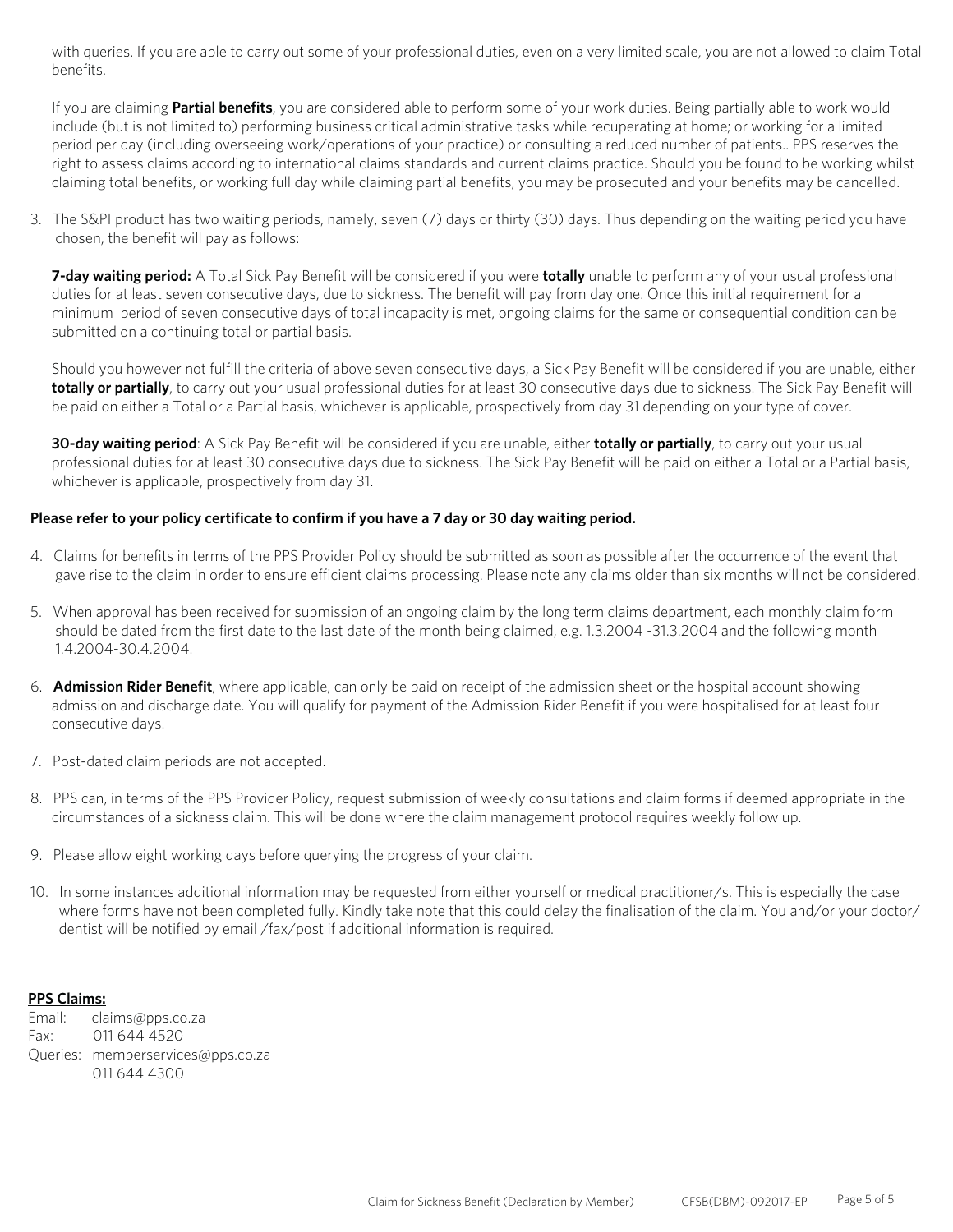with queries. If you are able to carry out some of your professional duties, even on a very limited scale, you are not allowed to claim Total benefits.

If you are claiming **Partial benefits**, you are considered able to perform some of your work duties. Being partially able to work would include (but is not limited to) performing business critical administrative tasks while recuperating at home; or working for a limited period per day (including overseeing work/operations of your practice) or consulting a reduced number of patients.. PPS reserves the right to assess claims according to international claims standards and current claims practice. Should you be found to be working whilst claiming total benefits, or working full day while claiming partial benefits, you may be prosecuted and your benefits may be cancelled.

3. The S&PI product has two waiting periods, namely, seven (7) days or thirty (30) days. Thus depending on the waiting period you have chosen, the benefit will pay as follows:

   **7-day waiting period:** A Total Sick Pay Benefit will be considered if you were **totally** unable to perform any of your usual professional duties for at least seven consecutive days, due to sickness. The benefit will pay from day one. Once this initial requirement for a minimum period of seven consecutive days of total incapacity is met, ongoing claims for the same or consequential condition can be submitted on a continuing total or partial basis.

   Should you however not fulfill the criteria of above seven consecutive days, a Sick Pay Benefit will be considered if you are unable, either **totally or partially**, to carry out your usual professional duties for at least 30 consecutive days due to sickness. The Sick Pay Benefit will be paid on either a Total or a Partial basis, whichever is applicable, prospectively from day 31 depending on your type of cover.

   **30-day waiting period**: A Sick Pay Benefit will be considered if you are unable, either **totally or partially**, to carry out your usual professional duties for at least 30 consecutive days due to sickness. The Sick Pay Benefit will be paid on either a Total or a Partial basis, whichever is applicable, prospectively from day 31.

**Please refer to your policy certificate to confirm if you have a 7 day or 30 day waiting period.**

4. Claims for benefits in terms of the PPS Provider Policy should be submitted as soon as possible after the occurrence of the event that gave rise to the claim in order to ensure efficient claims processing. Please note any claims older than six months will not be considered.

5. When approval has been received for submission of an ongoing claim by the long term claims department, each monthly claim form should be dated from the first date to the last date of the month being claimed, e.g. 1.3.2004 -31.3.2004 and the following month 1.4.2004-30.4.2004.

6. **Admission Rider Benefit**, where applicable, can only be paid on receipt of the admission sheet or the hospital account showing admission and discharge date. You will qualify for payment of the Admission Rider Benefit if you were hospitalised for at least four consecutive days.

7. Post-dated claim periods are not accepted.

8. PPS can, in terms of the PPS Provider Policy, request submission of weekly consultations and claim forms if deemed appropriate in the circumstances of a sickness claim. This will be done where the claim management protocol requires weekly follow up.

9. Please allow eight working days before querying the progress of your claim.

10. In some instances additional information may be requested from either yourself or medical practitioner/s. This is especially the case where forms have not been completed fully. Kindly take note that this could delay the finalisation of the claim. You and/or your doctor/dentist will be notified by email /fax/post if additional information is required.

**PPS Claims:**

Email: claims@pps.co.za
Fax: 011 644 4520
Queries: memberservices@pps.co.za
011 644 4300

Claim for Sickness Benefit (Declaration by Member) CFSB(DBM)-092017-EP